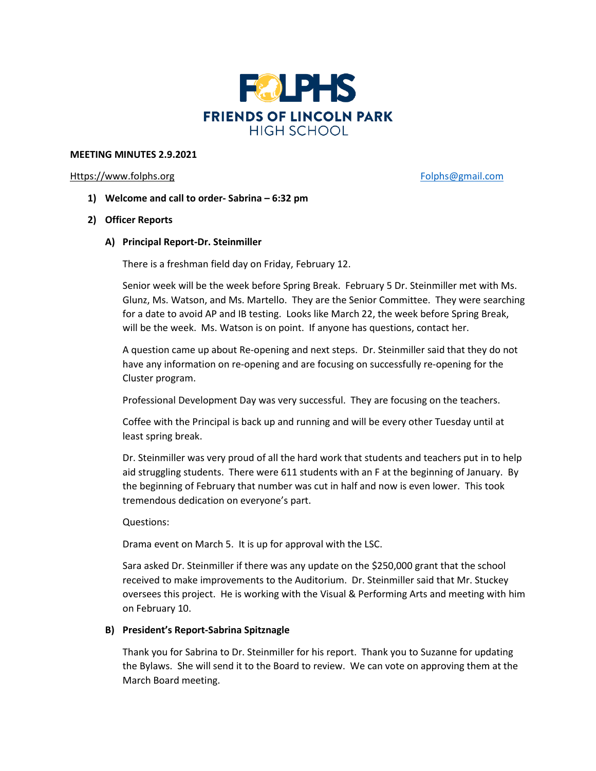FOLPHS

FRIENDS OF LINCOLN PARK HIGH SCHOOL

**MEETING MINUTES 2.9.2021**

Https://www.folphs.org Folphs@gmail.com

1) **Welcome and call to order- Sabrina – 6:32 pm**

2) **Officer Reports**

   A) **Principal Report-Dr. Steinmiller**

   There is a freshman field day on Friday, February 12.

   Senior week will be the week before Spring Break. February 5 Dr. Steinmiller met with Ms. Glunz, Ms. Watson, and Ms. Martello. They are the Senior Committee. They were searching for a date to avoid AP and IB testing. Looks like March 22, the week before Spring Break, will be the week. Ms. Watson is on point. If anyone has questions, contact her.

   A question came up about Re-opening and next steps. Dr. Steinmiller said that they do not have any information on re-opening and are focusing on successfully re-opening for the Cluster program.

   Professional Development Day was very successful. They are focusing on the teachers.

   Coffee with the Principal is back up and running and will be every other Tuesday until at least spring break.

   Dr. Steinmiller was very proud of all the hard work that students and teachers put in to help aid struggling students. There were 611 students with an F at the beginning of January. By the beginning of February that number was cut in half and now is even lower. This took tremendous dedication on everyone's part.

   Questions:

   Drama event on March 5. It is up for approval with the LSC.

   Sara asked Dr. Steinmiller if there was any update on the $250,000 grant that the school received to make improvements to the Auditorium. Dr. Steinmiller said that Mr. Stuckey oversees this project. He is working with the Visual & Performing Arts and meeting with him on February 10.

   B) **President's Report-Sabrina Spitznagle**

   Thank you for Sabrina to Dr. Steinmiller for his report. Thank you to Suzanne for updating the Bylaws. She will send it to the Board to review. We can vote on approving them at the March Board meeting.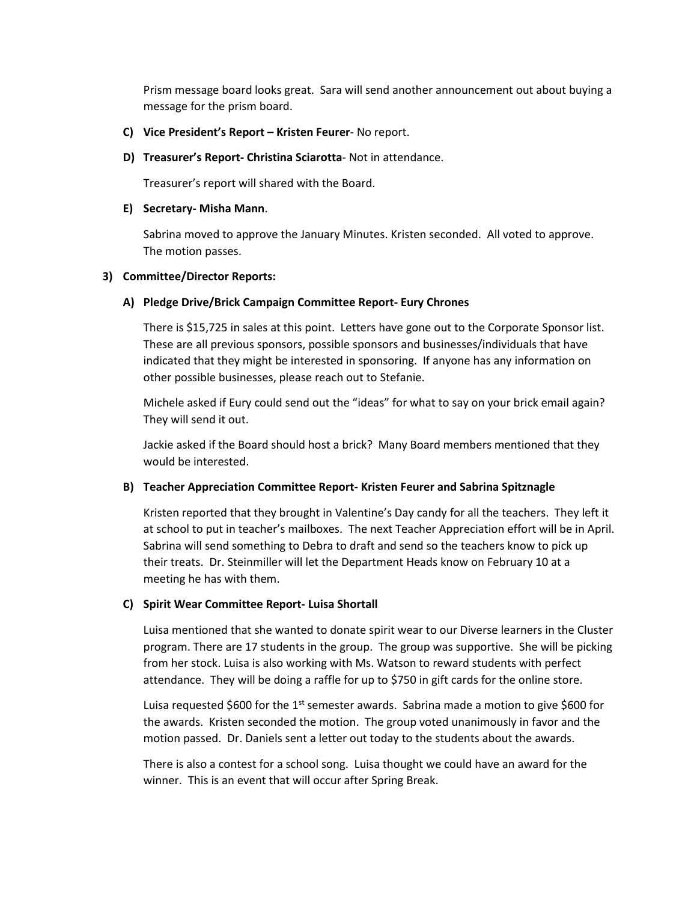Prism message board looks great. Sara will send another announcement out about buying a message for the prism board.

**C) Vice President's Report – Kristen Feurer**- No report.

**D) Treasurer's Report- Christina Sciarotta**- Not in attendance.

Treasurer's report will shared with the Board.

**E) Secretary- Misha Mann**.

Sabrina moved to approve the January Minutes. Kristen seconded. All voted to approve. The motion passes.

**3) Committee/Director Reports:**

**A) Pledge Drive/Brick Campaign Committee Report- Eury Chrones**

There is $15,725 in sales at this point. Letters have gone out to the Corporate Sponsor list. These are all previous sponsors, possible sponsors and businesses/individuals that have indicated that they might be interested in sponsoring. If anyone has any information on other possible businesses, please reach out to Stefanie.

Michele asked if Eury could send out the "ideas" for what to say on your brick email again? They will send it out.

Jackie asked if the Board should host a brick? Many Board members mentioned that they would be interested.

**B) Teacher Appreciation Committee Report- Kristen Feurer and Sabrina Spitznagle**

Kristen reported that they brought in Valentine's Day candy for all the teachers. They left it at school to put in teacher's mailboxes. The next Teacher Appreciation effort will be in April. Sabrina will send something to Debra to draft and send so the teachers know to pick up their treats. Dr. Steinmiller will let the Department Heads know on February 10 at a meeting he has with them.

**C) Spirit Wear Committee Report- Luisa Shortall**

Luisa mentioned that she wanted to donate spirit wear to our Diverse learners in the Cluster program. There are 17 students in the group. The group was supportive. She will be picking from her stock. Luisa is also working with Ms. Watson to reward students with perfect attendance. They will be doing a raffle for up to $750 in gift cards for the online store.

Luisa requested $600 for the 1st semester awards. Sabrina made a motion to give $600 for the awards. Kristen seconded the motion. The group voted unanimously in favor and the motion passed. Dr. Daniels sent a letter out today to the students about the awards.

There is also a contest for a school song. Luisa thought we could have an award for the winner. This is an event that will occur after Spring Break.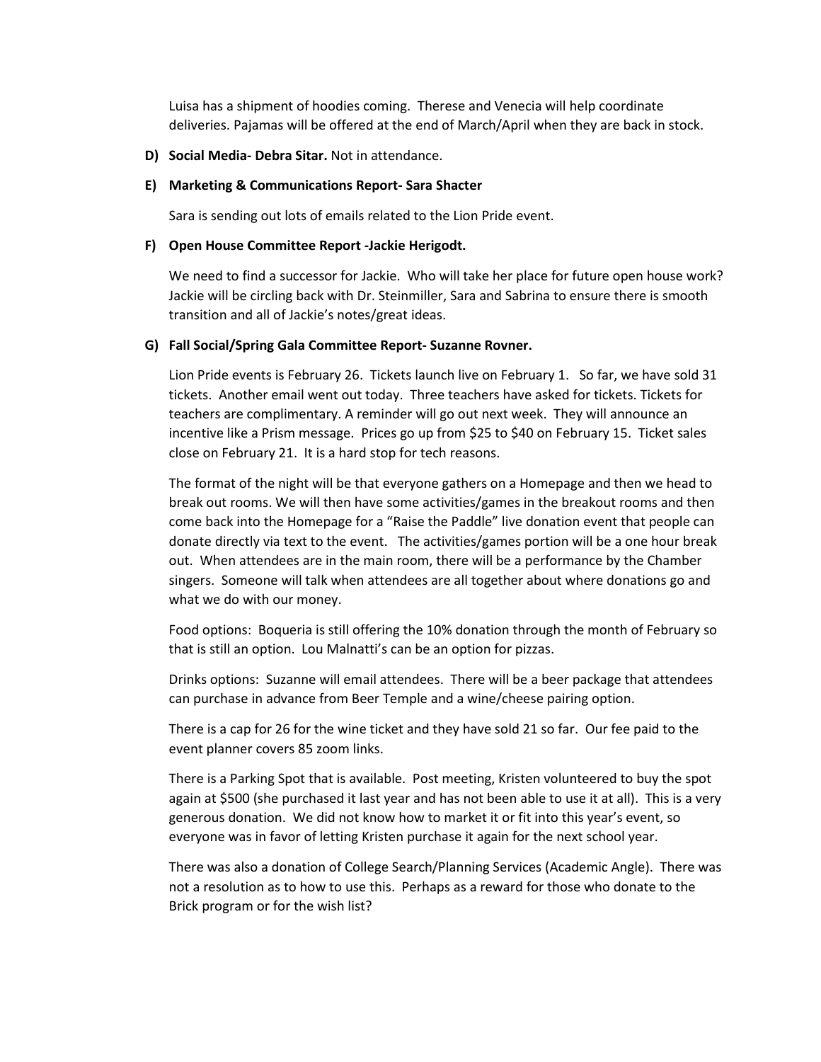Luisa has a shipment of hoodies coming. Therese and Venecia will help coordinate deliveries. Pajamas will be offered at the end of March/April when they are back in stock.

**D) Social Media- Debra Sitar.** Not in attendance.

**E) Marketing & Communications Report- Sara Shacter**

Sara is sending out lots of emails related to the Lion Pride event.

**F) Open House Committee Report -Jackie Herigodt.**

We need to find a successor for Jackie. Who will take her place for future open house work? Jackie will be circling back with Dr. Steinmiller, Sara and Sabrina to ensure there is smooth transition and all of Jackie's notes/great ideas.

**G) Fall Social/Spring Gala Committee Report- Suzanne Rovner.**

Lion Pride events is February 26. Tickets launch live on February 1. So far, we have sold 31 tickets. Another email went out today. Three teachers have asked for tickets. Tickets for teachers are complimentary. A reminder will go out next week. They will announce an incentive like a Prism message. Prices go up from $25 to $40 on February 15. Ticket sales close on February 21. It is a hard stop for tech reasons.

The format of the night will be that everyone gathers on a Homepage and then we head to break out rooms. We will then have some activities/games in the breakout rooms and then come back into the Homepage for a "Raise the Paddle" live donation event that people can donate directly via text to the event. The activities/games portion will be a one hour break out. When attendees are in the main room, there will be a performance by the Chamber singers. Someone will talk when attendees are all together about where donations go and what we do with our money.

Food options: Boqueria is still offering the 10% donation through the month of February so that is still an option. Lou Malnatti's can be an option for pizzas.

Drinks options: Suzanne will email attendees. There will be a beer package that attendees can purchase in advance from Beer Temple and a wine/cheese pairing option.

There is a cap for 26 for the wine ticket and they have sold 21 so far. Our fee paid to the event planner covers 85 zoom links.

There is a Parking Spot that is available. Post meeting, Kristen volunteered to buy the spot again at $500 (she purchased it last year and has not been able to use it at all). This is a very generous donation. We did not know how to market it or fit into this year's event, so everyone was in favor of letting Kristen purchase it again for the next school year.

There was also a donation of College Search/Planning Services (Academic Angle). There was not a resolution as to how to use this. Perhaps as a reward for those who donate to the Brick program or for the wish list?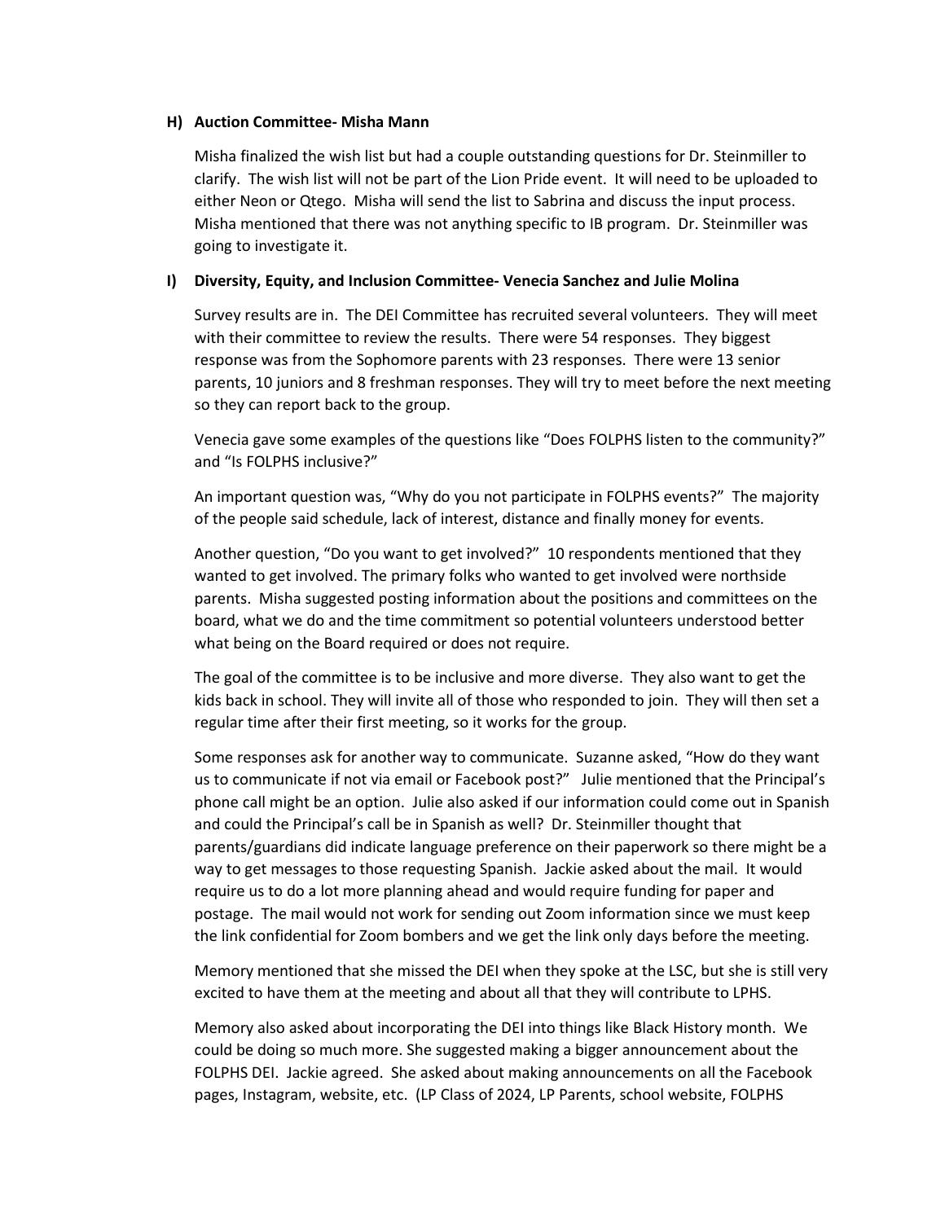### H) Auction Committee- Misha Mann

Misha finalized the wish list but had a couple outstanding questions for Dr. Steinmiller to clarify. The wish list will not be part of the Lion Pride event. It will need to be uploaded to either Neon or Qtego. Misha will send the list to Sabrina and discuss the input process. Misha mentioned that there was not anything specific to IB program. Dr. Steinmiller was going to investigate it.

### I) Diversity, Equity, and Inclusion Committee- Venecia Sanchez and Julie Molina

Survey results are in. The DEI Committee has recruited several volunteers. They will meet with their committee to review the results. There were 54 responses. They biggest response was from the Sophomore parents with 23 responses. There were 13 senior parents, 10 juniors and 8 freshman responses. They will try to meet before the next meeting so they can report back to the group.

Venecia gave some examples of the questions like "Does FOLPHS listen to the community?" and "Is FOLPHS inclusive?"

An important question was, "Why do you not participate in FOLPHS events?" The majority of the people said schedule, lack of interest, distance and finally money for events.

Another question, "Do you want to get involved?" 10 respondents mentioned that they wanted to get involved. The primary folks who wanted to get involved were northside parents. Misha suggested posting information about the positions and committees on the board, what we do and the time commitment so potential volunteers understood better what being on the Board required or does not require.

The goal of the committee is to be inclusive and more diverse. They also want to get the kids back in school. They will invite all of those who responded to join. They will then set a regular time after their first meeting, so it works for the group.

Some responses ask for another way to communicate. Suzanne asked, "How do they want us to communicate if not via email or Facebook post?" Julie mentioned that the Principal's phone call might be an option. Julie also asked if our information could come out in Spanish and could the Principal's call be in Spanish as well? Dr. Steinmiller thought that parents/guardians did indicate language preference on their paperwork so there might be a way to get messages to those requesting Spanish. Jackie asked about the mail. It would require us to do a lot more planning ahead and would require funding for paper and postage. The mail would not work for sending out Zoom information since we must keep the link confidential for Zoom bombers and we get the link only days before the meeting.

Memory mentioned that she missed the DEI when they spoke at the LSC, but she is still very excited to have them at the meeting and about all that they will contribute to LPHS.

Memory also asked about incorporating the DEI into things like Black History month. We could be doing so much more. She suggested making a bigger announcement about the FOLPHS DEI. Jackie agreed. She asked about making announcements on all the Facebook pages, Instagram, website, etc. (LP Class of 2024, LP Parents, school website, FOLPHS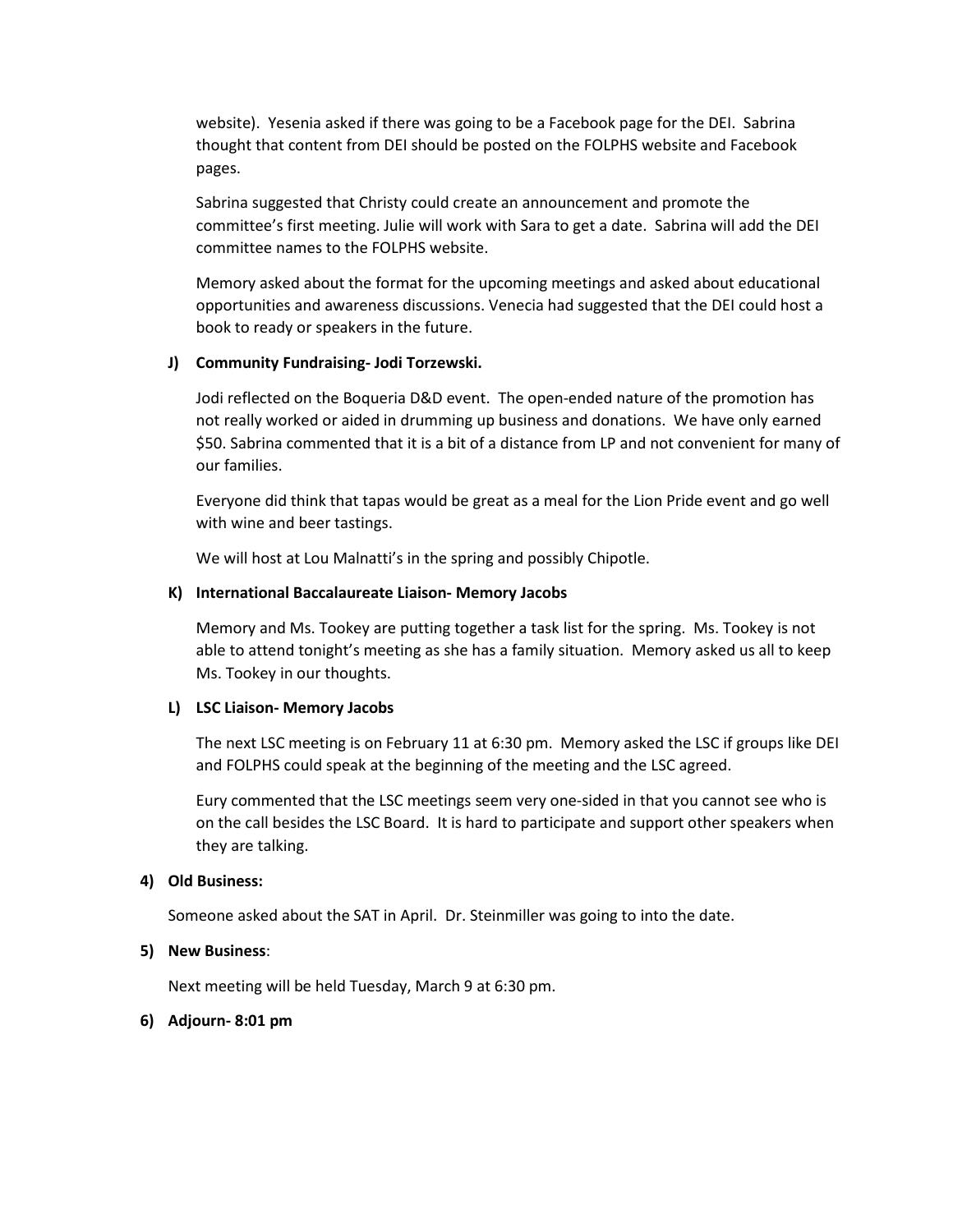website). Yesenia asked if there was going to be a Facebook page for the DEI. Sabrina thought that content from DEI should be posted on the FOLPHS website and Facebook pages.

Sabrina suggested that Christy could create an announcement and promote the committee's first meeting. Julie will work with Sara to get a date. Sabrina will add the DEI committee names to the FOLPHS website.

Memory asked about the format for the upcoming meetings and asked about educational opportunities and awareness discussions. Venecia had suggested that the DEI could host a book to ready or speakers in the future.

**J) Community Fundraising- Jodi Torzewski.**

Jodi reflected on the Boqueria D&D event. The open-ended nature of the promotion has not really worked or aided in drumming up business and donations. We have only earned $50. Sabrina commented that it is a bit of a distance from LP and not convenient for many of our families.

Everyone did think that tapas would be great as a meal for the Lion Pride event and go well with wine and beer tastings.

We will host at Lou Malnatti's in the spring and possibly Chipotle.

**K) International Baccalaureate Liaison- Memory Jacobs**

Memory and Ms. Tookey are putting together a task list for the spring. Ms. Tookey is not able to attend tonight's meeting as she has a family situation. Memory asked us all to keep Ms. Tookey in our thoughts.

**L) LSC Liaison- Memory Jacobs**

The next LSC meeting is on February 11 at 6:30 pm. Memory asked the LSC if groups like DEI and FOLPHS could speak at the beginning of the meeting and the LSC agreed.

Eury commented that the LSC meetings seem very one-sided in that you cannot see who is on the call besides the LSC Board. It is hard to participate and support other speakers when they are talking.

**4) Old Business:**

Someone asked about the SAT in April. Dr. Steinmiller was going to into the date.

**5) New Business**:

Next meeting will be held Tuesday, March 9 at 6:30 pm.

**6) Adjourn- 8:01 pm**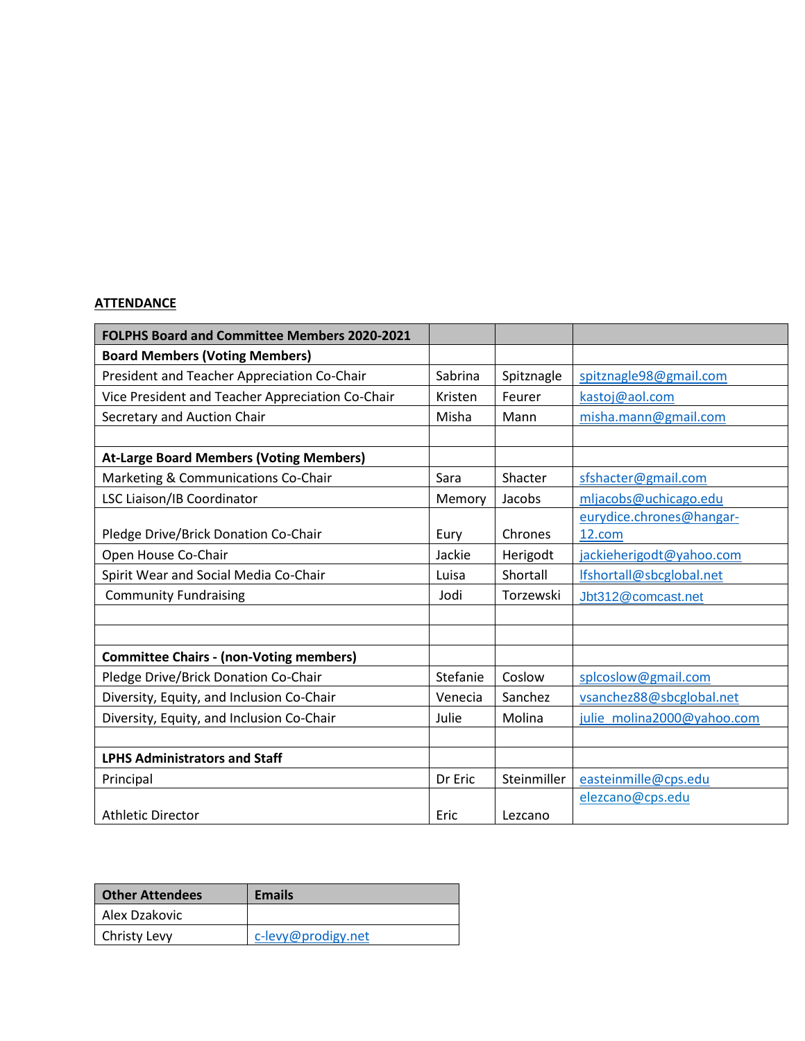**ATTENDANCE**

| FOLPHS Board and Committee Members 2020-2021 | | | |
|---|---|---|---|
| **Board Members (Voting Members)** | | | |
| President and Teacher Appreciation Co-Chair | Sabrina | Spitznagle | spitznagle98@gmail.com |
| Vice President and Teacher Appreciation Co-Chair | Kristen | Feurer | kastoj@aol.com |
| Secretary and Auction Chair | Misha | Mann | misha.mann@gmail.com |
| | | | |
| **At-Large Board Members (Voting Members)** | | | |
| Marketing & Communications Co-Chair | Sara | Shacter | sfshacter@gmail.com |
| LSC Liaison/IB Coordinator | Memory | Jacobs | mljacobs@uchicago.edu |
| Pledge Drive/Brick Donation Co-Chair | Eury | Chrones | eurydice.chrones@hangar-12.com |
| Open House Co-Chair | Jackie | Herigodt | jackieherigodt@yahoo.com |
| Spirit Wear and Social Media Co-Chair | Luisa | Shortall | lfshortall@sbcglobal.net |
| Community Fundraising | Jodi | Torzewski | Jbt312@comcast.net |
| | | | |
| | | | |
| **Committee Chairs - (non-Voting members)** | | | |
| Pledge Drive/Brick Donation Co-Chair | Stefanie | Coslow | splcoslow@gmail.com |
| Diversity, Equity, and Inclusion Co-Chair | Venecia | Sanchez | vsanchez88@sbcglobal.net |
| Diversity, Equity, and Inclusion Co-Chair | Julie | Molina | julie_molina2000@yahoo.com |
| | | | |
| **LPHS Administrators and Staff** | | | |
| Principal | Dr Eric | Steinmiller | easteinmille@cps.edu |
| Athletic Director | Eric | Lezcano | elezcano@cps.edu |

| Other Attendees | Emails |
|---|---|
| Alex Dzakovic | |
| Christy Levy | c-levy@prodigy.net |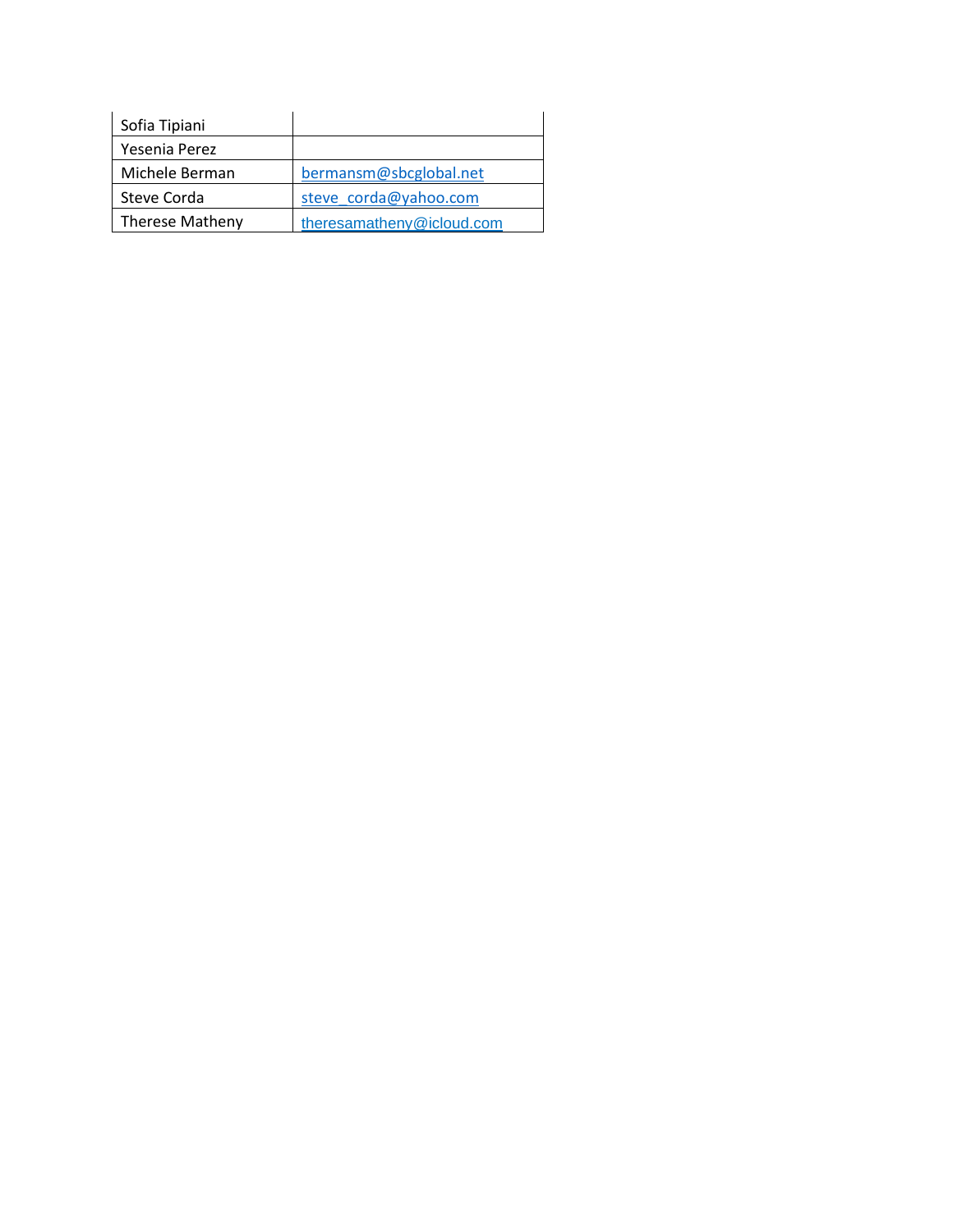| | |
|---|---|
| Sofia Tipiani | |
| Yesenia Perez | |
| Michele Berman | bermansm@sbcglobal.net |
| Steve Corda | steve_corda@yahoo.com |
| Therese Matheny | theresamatheny@icloud.com |